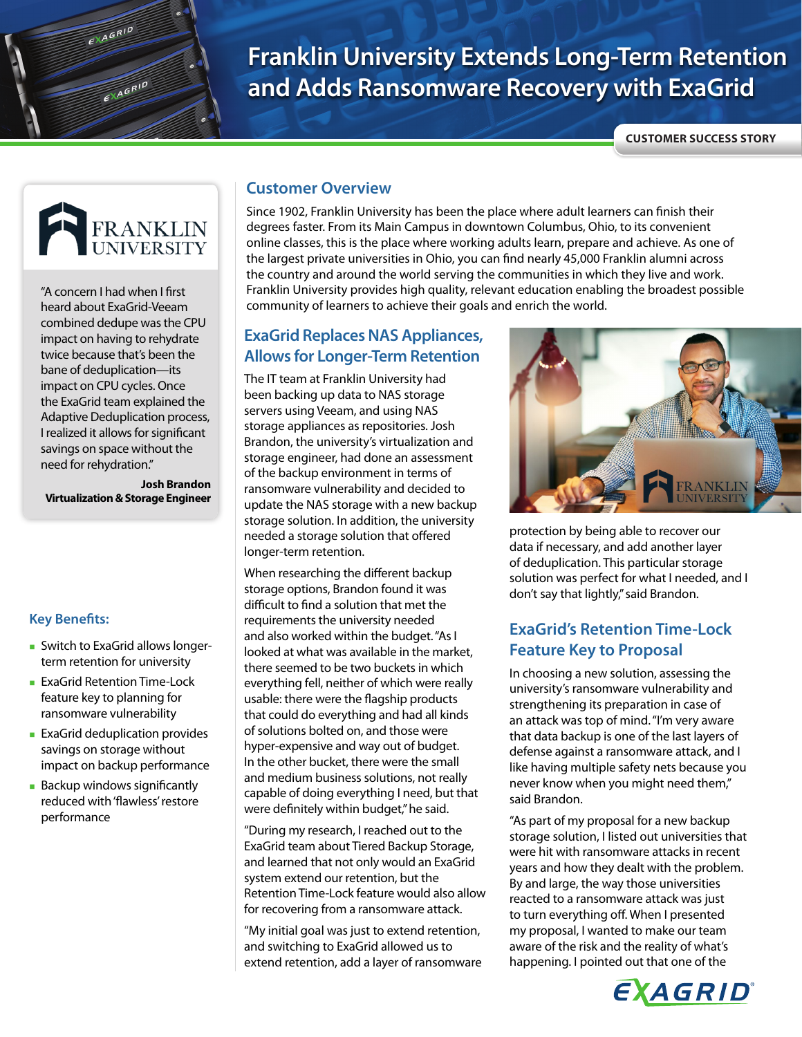# Franklin University Extends Long-Term Retention and Adds Ransomware Recovery with ExaGrid

CUSTOMER SUCCESS STORY

FRANKLIN UNIVERSITY

"A concern I had when I first heard about ExaGrid-Veeam combined dedupe was the CPU impact on having to rehydrate twice because that's been the bane of deduplication—its impact on CPU cycles. Once the ExaGrid team explained the Adaptive Deduplication process, I realized it allows for significant savings on space without the need for rehydration."

**Josh Brandon**
**Virtualization & Storage Engineer**

### Key Benefits:

- Switch to ExaGrid allows longer-term retention for university
- ExaGrid Retention Time-Lock feature key to planning for ransomware vulnerability
- ExaGrid deduplication provides savings on storage without impact on backup performance
- Backup windows significantly reduced with 'flawless' restore performance

## Customer Overview

Since 1902, Franklin University has been the place where adult learners can finish their degrees faster. From its Main Campus in downtown Columbus, Ohio, to its convenient online classes, this is the place where working adults learn, prepare and achieve. As one of the largest private universities in Ohio, you can find nearly 45,000 Franklin alumni across the country and around the world serving the communities in which they live and work. Franklin University provides high quality, relevant education enabling the broadest possible community of learners to achieve their goals and enrich the world.

## ExaGrid Replaces NAS Appliances, Allows for Longer-Term Retention

The IT team at Franklin University had been backing up data to NAS storage servers using Veeam, and using NAS storage appliances as repositories. Josh Brandon, the university's virtualization and storage engineer, had done an assessment of the backup environment in terms of ransomware vulnerability and decided to update the NAS storage with a new backup storage solution. In addition, the university needed a storage solution that offered longer-term retention.

When researching the different backup storage options, Brandon found it was difficult to find a solution that met the requirements the university needed and also worked within the budget. "As I looked at what was available in the market, there seemed to be two buckets in which everything fell, neither of which were really usable: there were the flagship products that could do everything and had all kinds of solutions bolted on, and those were hyper-expensive and way out of budget. In the other bucket, there were the small and medium business solutions, not really capable of doing everything I need, but that were definitely within budget," he said.

"During my research, I reached out to the ExaGrid team about Tiered Backup Storage, and learned that not only would an ExaGrid system extend our retention, but the Retention Time-Lock feature would also allow for recovering from a ransomware attack.

"My initial goal was just to extend retention, and switching to ExaGrid allowed us to extend retention, add a layer of ransomware protection by being able to recover our data if necessary, and add another layer of deduplication. This particular storage solution was perfect for what I needed, and I don't say that lightly," said Brandon.

## ExaGrid's Retention Time-Lock Feature Key to Proposal

In choosing a new solution, assessing the university's ransomware vulnerability and strengthening its preparation in case of an attack was top of mind. "I'm very aware that data backup is one of the last layers of defense against a ransomware attack, and I like having multiple safety nets because you never know when you might need them," said Brandon.

"As part of my proposal for a new backup storage solution, I listed out universities that were hit with ransomware attacks in recent years and how they dealt with the problem. By and large, the way those universities reacted to a ransomware attack was just to turn everything off. When I presented my proposal, I wanted to make our team aware of the risk and the reality of what's happening. I pointed out that one of the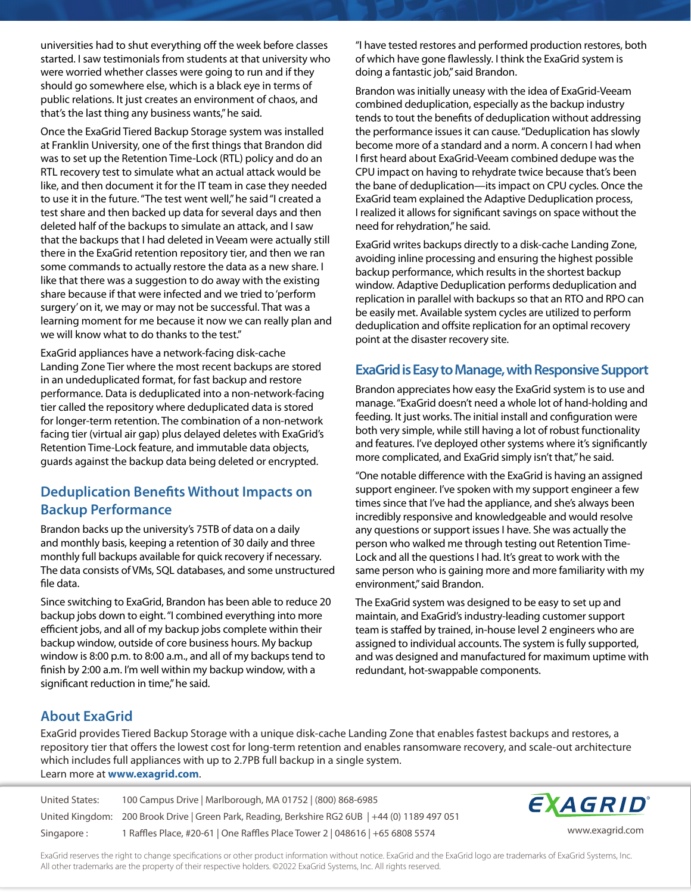universities had to shut everything off the week before classes started. I saw testimonials from students at that university who were worried whether classes were going to run and if they should go somewhere else, which is a black eye in terms of public relations. It just creates an environment of chaos, and that's the last thing any business wants," he said.

Once the ExaGrid Tiered Backup Storage system was installed at Franklin University, one of the first things that Brandon did was to set up the Retention Time-Lock (RTL) policy and do an RTL recovery test to simulate what an actual attack would be like, and then document it for the IT team in case they needed to use it in the future. "The test went well," he said "I created a test share and then backed up data for several days and then deleted half of the backups to simulate an attack, and I saw that the backups that I had deleted in Veeam were actually still there in the ExaGrid retention repository tier, and then we ran some commands to actually restore the data as a new share. I like that there was a suggestion to do away with the existing share because if that were infected and we tried to 'perform surgery' on it, we may or may not be successful. That was a learning moment for me because it now we can really plan and we will know what to do thanks to the test."

ExaGrid appliances have a network-facing disk-cache Landing Zone Tier where the most recent backups are stored in an undeduplicated format, for fast backup and restore performance. Data is deduplicated into a non-network-facing tier called the repository where deduplicated data is stored for longer-term retention. The combination of a non-network facing tier (virtual air gap) plus delayed deletes with ExaGrid's Retention Time-Lock feature, and immutable data objects, guards against the backup data being deleted or encrypted.

## Deduplication Benefits Without Impacts on Backup Performance

Brandon backs up the university's 75TB of data on a daily and monthly basis, keeping a retention of 30 daily and three monthly full backups available for quick recovery if necessary. The data consists of VMs, SQL databases, and some unstructured file data.

Since switching to ExaGrid, Brandon has been able to reduce 20 backup jobs down to eight. "I combined everything into more efficient jobs, and all of my backup jobs complete within their backup window, outside of core business hours. My backup window is 8:00 p.m. to 8:00 a.m., and all of my backups tend to finish by 2:00 a.m. I'm well within my backup window, with a significant reduction in time," he said.

"I have tested restores and performed production restores, both of which have gone flawlessly. I think the ExaGrid system is doing a fantastic job," said Brandon.

Brandon was initially uneasy with the idea of ExaGrid-Veeam combined deduplication, especially as the backup industry tends to tout the benefits of deduplication without addressing the performance issues it can cause. "Deduplication has slowly become more of a standard and a norm. A concern I had when I first heard about ExaGrid-Veeam combined dedupe was the CPU impact on having to rehydrate twice because that's been the bane of deduplication—its impact on CPU cycles. Once the ExaGrid team explained the Adaptive Deduplication process, I realized it allows for significant savings on space without the need for rehydration," he said.

ExaGrid writes backups directly to a disk-cache Landing Zone, avoiding inline processing and ensuring the highest possible backup performance, which results in the shortest backup window. Adaptive Deduplication performs deduplication and replication in parallel with backups so that an RTO and RPO can be easily met. Available system cycles are utilized to perform deduplication and offsite replication for an optimal recovery point at the disaster recovery site.

## ExaGrid is Easy to Manage, with Responsive Support

Brandon appreciates how easy the ExaGrid system is to use and manage. "ExaGrid doesn't need a whole lot of hand-holding and feeding. It just works. The initial install and configuration were both very simple, while still having a lot of robust functionality and features. I've deployed other systems where it's significantly more complicated, and ExaGrid simply isn't that," he said.

"One notable difference with the ExaGrid is having an assigned support engineer. I've spoken with my support engineer a few times since that I've had the appliance, and she's always been incredibly responsive and knowledgeable and would resolve any questions or support issues I have. She was actually the person who walked me through testing out Retention Time-Lock and all the questions I had. It's great to work with the same person who is gaining more and more familiarity with my environment," said Brandon.

The ExaGrid system was designed to be easy to set up and maintain, and ExaGrid's industry-leading customer support team is staffed by trained, in-house level 2 engineers who are assigned to individual accounts. The system is fully supported, and was designed and manufactured for maximum uptime with redundant, hot-swappable components.

## About ExaGrid

ExaGrid provides Tiered Backup Storage with a unique disk-cache Landing Zone that enables fastest backups and restores, a repository tier that offers the lowest cost for long-term retention and enables ransomware recovery, and scale-out architecture which includes full appliances with up to 2.7PB full backup in a single system.
Learn more at **www.exagrid.com**.

United States: 100 Campus Drive | Marlborough, MA 01752 | (800) 868-6985
United Kingdom: 200 Brook Drive | Green Park, Reading, Berkshire RG2 6UB | +44 (0) 1189 497 051
Singapore : 1 Raffles Place, #20-61 | One Raffles Place Tower 2 | 048616 | +65 6808 5574

EXAGRID®
www.exagrid.com

ExaGrid reserves the right to change specifications or other product information without notice. ExaGrid and the ExaGrid logo are trademarks of ExaGrid Systems, Inc. All other trademarks are the property of their respective holders. ©2022 ExaGrid Systems, Inc. All rights reserved.